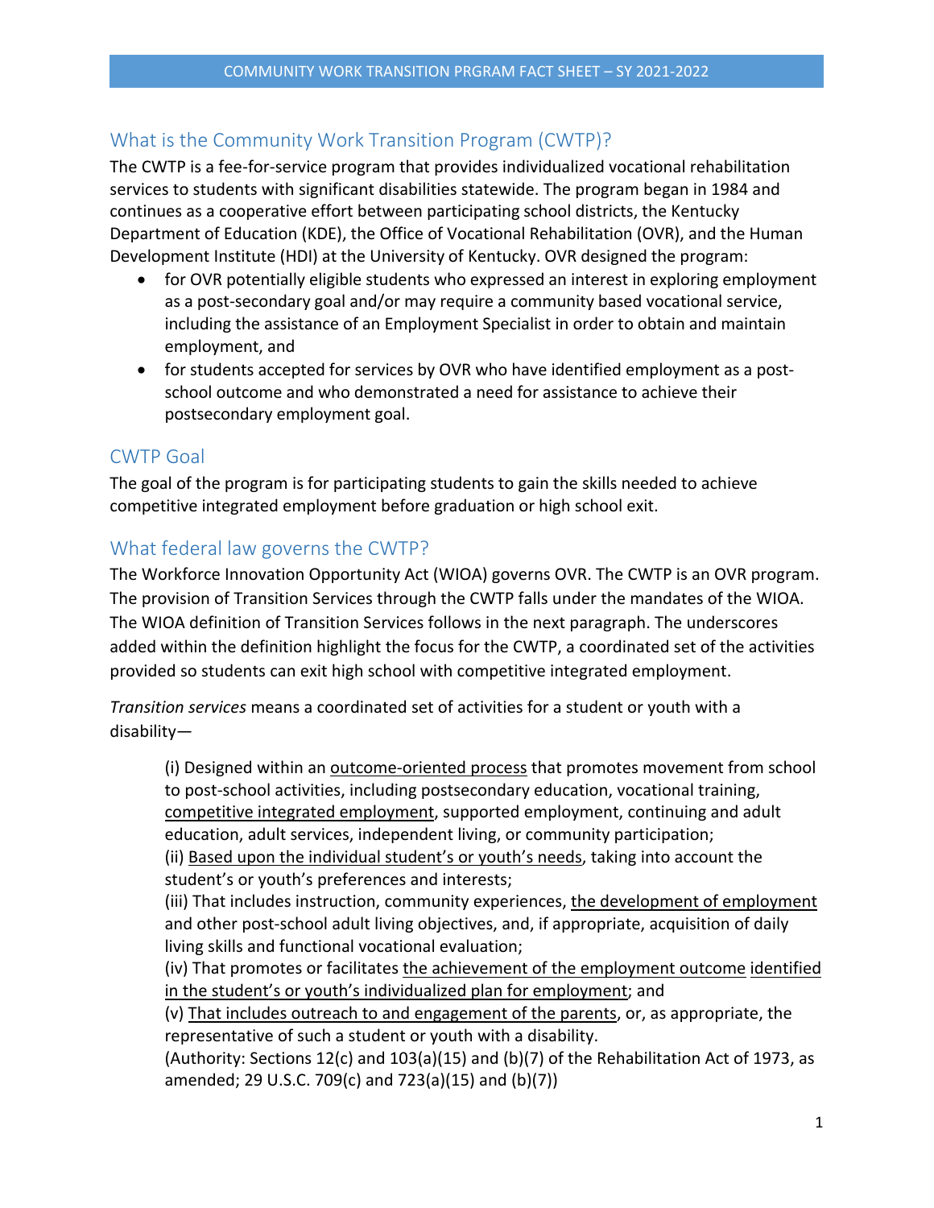## What is the Community Work Transition Program (CWTP)?

The CWTP is a fee-for-service program that provides individualized vocational rehabilitation services to students with significant disabilities statewide. The program began in 1984 and continues as a cooperative effort between participating school districts, the Kentucky Department of Education (KDE), the Office of Vocational Rehabilitation (OVR), and the Human Development Institute (HDI) at the University of Kentucky. OVR designed the program:

- for OVR potentially eligible students who expressed an interest in exploring employment as a post-secondary goal and/or may require a community based vocational service, including the assistance of an Employment Specialist in order to obtain and maintain employment, and
- for students accepted for services by OVR who have identified employment as a post-school outcome and who demonstrated a need for assistance to achieve their postsecondary employment goal.

## CWTP Goal

The goal of the program is for participating students to gain the skills needed to achieve competitive integrated employment before graduation or high school exit.

## What federal law governs the CWTP?

The Workforce Innovation Opportunity Act (WIOA) governs OVR. The CWTP is an OVR program. The provision of Transition Services through the CWTP falls under the mandates of the WIOA. The WIOA definition of Transition Services follows in the next paragraph. The underscores added within the definition highlight the focus for the CWTP, a coordinated set of the activities provided so students can exit high school with competitive integrated employment.

*Transition services* means a coordinated set of activities for a student or youth with a disability—

> (i) Designed within an <u>outcome-oriented process</u> that promotes movement from school to post-school activities, including postsecondary education, vocational training, <u>competitive integrated employment</u>, supported employment, continuing and adult education, adult services, independent living, or community participation;
> (ii) <u>Based upon the individual student's or youth's needs</u>, taking into account the student's or youth's preferences and interests;
> (iii) That includes instruction, community experiences, <u>the development of employment</u> and other post-school adult living objectives, and, if appropriate, acquisition of daily living skills and functional vocational evaluation;
> (iv) That promotes or facilitates <u>the achievement of the employment outcome identified in the student's or youth's individualized plan for employment</u>; and
> (v) <u>That includes outreach to and engagement of the parents</u>, or, as appropriate, the representative of such a student or youth with a disability.
> (Authority: Sections 12(c) and 103(a)(15) and (b)(7) of the Rehabilitation Act of 1973, as amended; 29 U.S.C. 709(c) and 723(a)(15) and (b)(7))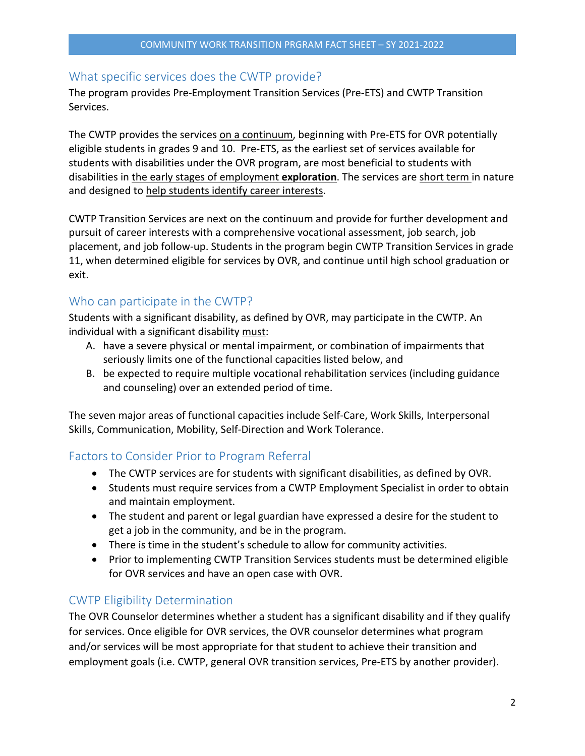## What specific services does the CWTP provide?

The program provides Pre-Employment Transition Services (Pre-ETS) and CWTP Transition Services.

The CWTP provides the services on a continuum, beginning with Pre-ETS for OVR potentially eligible students in grades 9 and 10. Pre-ETS, as the earliest set of services available for students with disabilities under the OVR program, are most beneficial to students with disabilities in the early stages of employment **exploration**. The services are short term in nature and designed to help students identify career interests.

CWTP Transition Services are next on the continuum and provide for further development and pursuit of career interests with a comprehensive vocational assessment, job search, job placement, and job follow-up. Students in the program begin CWTP Transition Services in grade 11, when determined eligible for services by OVR, and continue until high school graduation or exit.

## Who can participate in the CWTP?

Students with a significant disability, as defined by OVR, may participate in the CWTP. An individual with a significant disability must:

A. have a severe physical or mental impairment, or combination of impairments that seriously limits one of the functional capacities listed below, and
B. be expected to require multiple vocational rehabilitation services (including guidance and counseling) over an extended period of time.

The seven major areas of functional capacities include Self-Care, Work Skills, Interpersonal Skills, Communication, Mobility, Self-Direction and Work Tolerance.

## Factors to Consider Prior to Program Referral

- The CWTP services are for students with significant disabilities, as defined by OVR.
- Students must require services from a CWTP Employment Specialist in order to obtain and maintain employment.
- The student and parent or legal guardian have expressed a desire for the student to get a job in the community, and be in the program.
- There is time in the student's schedule to allow for community activities.
- Prior to implementing CWTP Transition Services students must be determined eligible for OVR services and have an open case with OVR.

## CWTP Eligibility Determination

The OVR Counselor determines whether a student has a significant disability and if they qualify for services. Once eligible for OVR services, the OVR counselor determines what program and/or services will be most appropriate for that student to achieve their transition and employment goals (i.e. CWTP, general OVR transition services, Pre-ETS by another provider).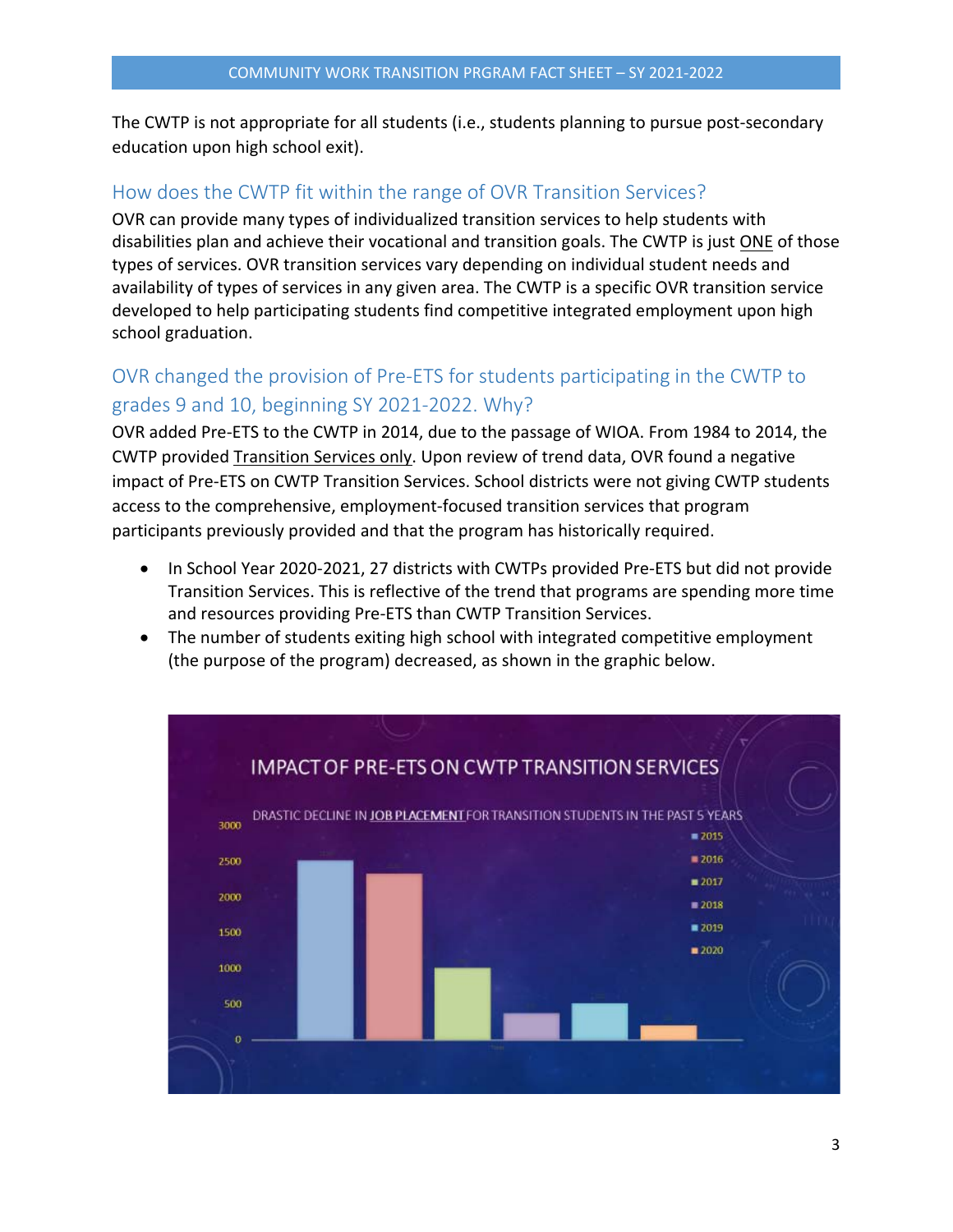The CWTP is not appropriate for all students (i.e., students planning to pursue post-secondary education upon high school exit).

## How does the CWTP fit within the range of OVR Transition Services?

OVR can provide many types of individualized transition services to help students with disabilities plan and achieve their vocational and transition goals. The CWTP is just ONE of those types of services. OVR transition services vary depending on individual student needs and availability of types of services in any given area. The CWTP is a specific OVR transition service developed to help participating students find competitive integrated employment upon high school graduation.

## OVR changed the provision of Pre-ETS for students participating in the CWTP to grades 9 and 10, beginning SY 2021-2022. Why?

OVR added Pre-ETS to the CWTP in 2014, due to the passage of WIOA. From 1984 to 2014, the CWTP provided Transition Services only. Upon review of trend data, OVR found a negative impact of Pre-ETS on CWTP Transition Services. School districts were not giving CWTP students access to the comprehensive, employment-focused transition services that program participants previously provided and that the program has historically required.

- In School Year 2020-2021, 27 districts with CWTPs provided Pre-ETS but did not provide Transition Services. This is reflective of the trend that programs are spending more time and resources providing Pre-ETS than CWTP Transition Services.
- The number of students exiting high school with integrated competitive employment (the purpose of the program) decreased, as shown in the graphic below.

**IMPACT OF PRE-ETS ON CWTP TRANSITION SERVICES**

DRASTIC DECLINE IN JOB PLACEMENT FOR TRANSITION STUDENTS IN THE PAST 5 YEARS

| Year | Job Placements (approx.) |
|---|---|
| 2015 | ~2500 |
| 2016 | ~2300 |
| 2017 | ~1000 |
| 2018 | ~350 |
| 2019 | ~500 |
| 2020 | ~200 |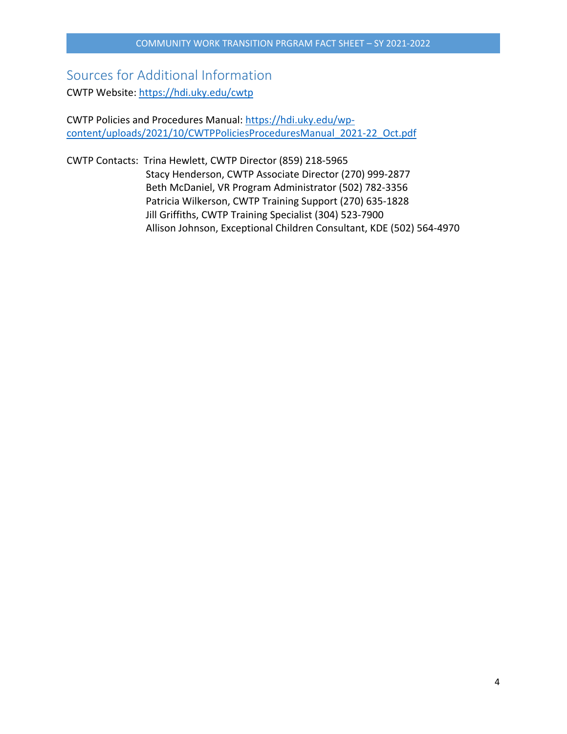## Sources for Additional Information

CWTP Website: https://hdi.uky.edu/cwtp

CWTP Policies and Procedures Manual: https://hdi.uky.edu/wp-content/uploads/2021/10/CWTPPoliciesProceduresManual_2021-22_Oct.pdf

CWTP Contacts: Trina Hewlett, CWTP Director (859) 218-5965
Stacy Henderson, CWTP Associate Director (270) 999-2877
Beth McDaniel, VR Program Administrator (502) 782-3356
Patricia Wilkerson, CWTP Training Support (270) 635-1828
Jill Griffiths, CWTP Training Specialist (304) 523-7900
Allison Johnson, Exceptional Children Consultant, KDE (502) 564-4970